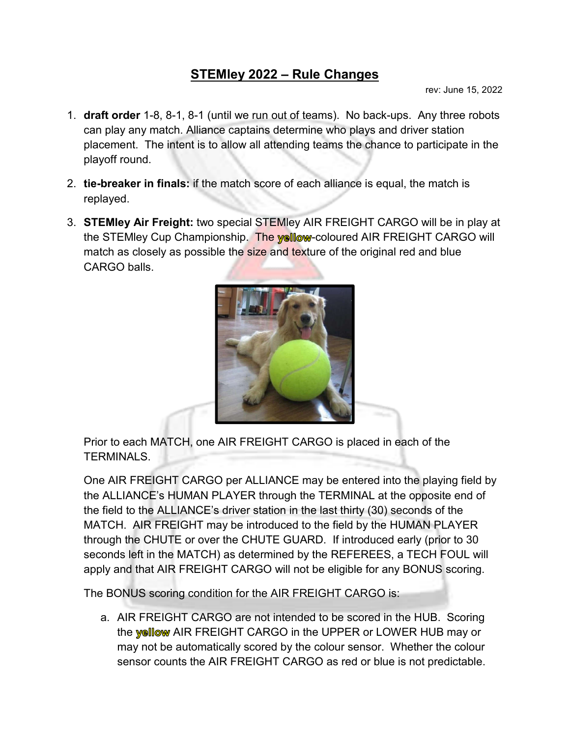# STEMley 2022 – Rule Changes

rev: June 15, 2022

1. **draft order** 1-8, 8-1, 8-1 (until we run out of teams). No back-ups. Any three robots can play any match. Alliance captains determine who plays and driver station placement. The intent is to allow all attending teams the chance to participate in the playoff round.

2. **tie-breaker in finals:** if the match score of each alliance is equal, the match is replayed.

3. **STEMley Air Freight:** two special STEMley AIR FREIGHT CARGO will be in play at the STEMley Cup Championship. The yellow-coloured AIR FREIGHT CARGO will match as closely as possible the size and texture of the original red and blue CARGO balls.

   Prior to each MATCH, one AIR FREIGHT CARGO is placed in each of the TERMINALS.

   One AIR FREIGHT CARGO per ALLIANCE may be entered into the playing field by the ALLIANCE's HUMAN PLAYER through the TERMINAL at the opposite end of the field to the ALLIANCE's driver station in the last thirty (30) seconds of the MATCH. AIR FREIGHT may be introduced to the field by the HUMAN PLAYER through the CHUTE or over the CHUTE GUARD. If introduced early (prior to 30 seconds left in the MATCH) as determined by the REFEREES, a TECH FOUL will apply and that AIR FREIGHT CARGO will not be eligible for any BONUS scoring.

   The BONUS scoring condition for the AIR FREIGHT CARGO is:

   a. AIR FREIGHT CARGO are not intended to be scored in the HUB. Scoring the yellow AIR FREIGHT CARGO in the UPPER or LOWER HUB may or may not be automatically scored by the colour sensor. Whether the colour sensor counts the AIR FREIGHT CARGO as red or blue is not predictable.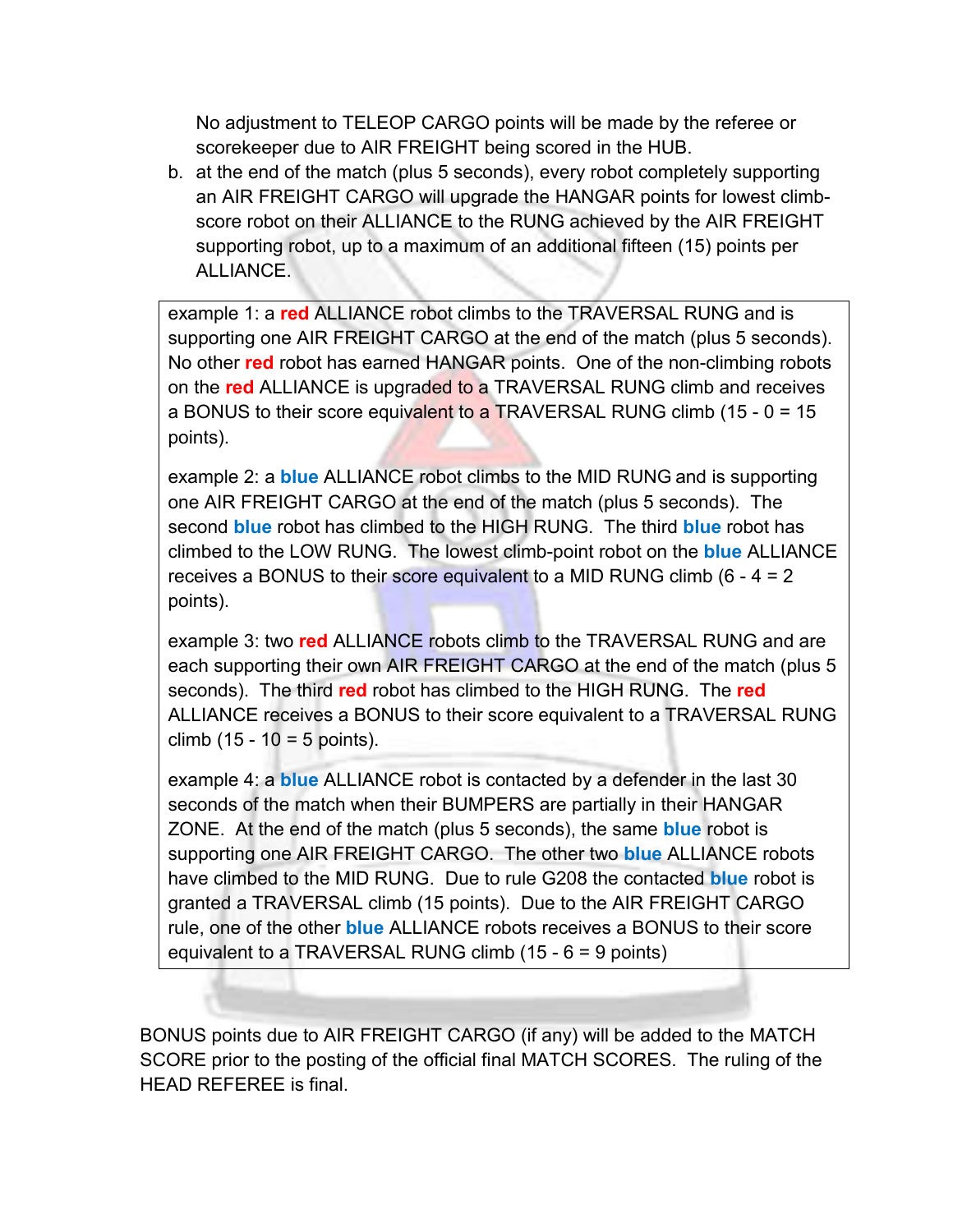No adjustment to TELEOP CARGO points will be made by the referee or scorekeeper due to AIR FREIGHT being scored in the HUB.

b. at the end of the match (plus 5 seconds), every robot completely supporting an AIR FREIGHT CARGO will upgrade the HANGAR points for lowest climb-score robot on their ALLIANCE to the RUNG achieved by the AIR FREIGHT supporting robot, up to a maximum of an additional fifteen (15) points per ALLIANCE.

> example 1: a **red** ALLIANCE robot climbs to the TRAVERSAL RUNG and is supporting one AIR FREIGHT CARGO at the end of the match (plus 5 seconds). No other **red** robot has earned HANGAR points. One of the non-climbing robots on the **red** ALLIANCE is upgraded to a TRAVERSAL RUNG climb and receives a BONUS to their score equivalent to a TRAVERSAL RUNG climb (15 - 0 = 15 points).
>
> example 2: a **blue** ALLIANCE robot climbs to the MID RUNG and is supporting one AIR FREIGHT CARGO at the end of the match (plus 5 seconds). The second **blue** robot has climbed to the HIGH RUNG. The third **blue** robot has climbed to the LOW RUNG. The lowest climb-point robot on the **blue** ALLIANCE receives a BONUS to their score equivalent to a MID RUNG climb (6 - 4 = 2 points).
>
> example 3: two **red** ALLIANCE robots climb to the TRAVERSAL RUNG and are each supporting their own AIR FREIGHT CARGO at the end of the match (plus 5 seconds). The third **red** robot has climbed to the HIGH RUNG. The **red** ALLIANCE receives a BONUS to their score equivalent to a TRAVERSAL RUNG climb (15 - 10 = 5 points).
>
> example 4: a **blue** ALLIANCE robot is contacted by a defender in the last 30 seconds of the match when their BUMPERS are partially in their HANGAR ZONE. At the end of the match (plus 5 seconds), the same **blue** robot is supporting one AIR FREIGHT CARGO. The other two **blue** ALLIANCE robots have climbed to the MID RUNG. Due to rule G208 the contacted **blue** robot is granted a TRAVERSAL climb (15 points). Due to the AIR FREIGHT CARGO rule, one of the other **blue** ALLIANCE robots receives a BONUS to their score equivalent to a TRAVERSAL RUNG climb (15 - 6 = 9 points)

BONUS points due to AIR FREIGHT CARGO (if any) will be added to the MATCH SCORE prior to the posting of the official final MATCH SCORES. The ruling of the HEAD REFEREE is final.